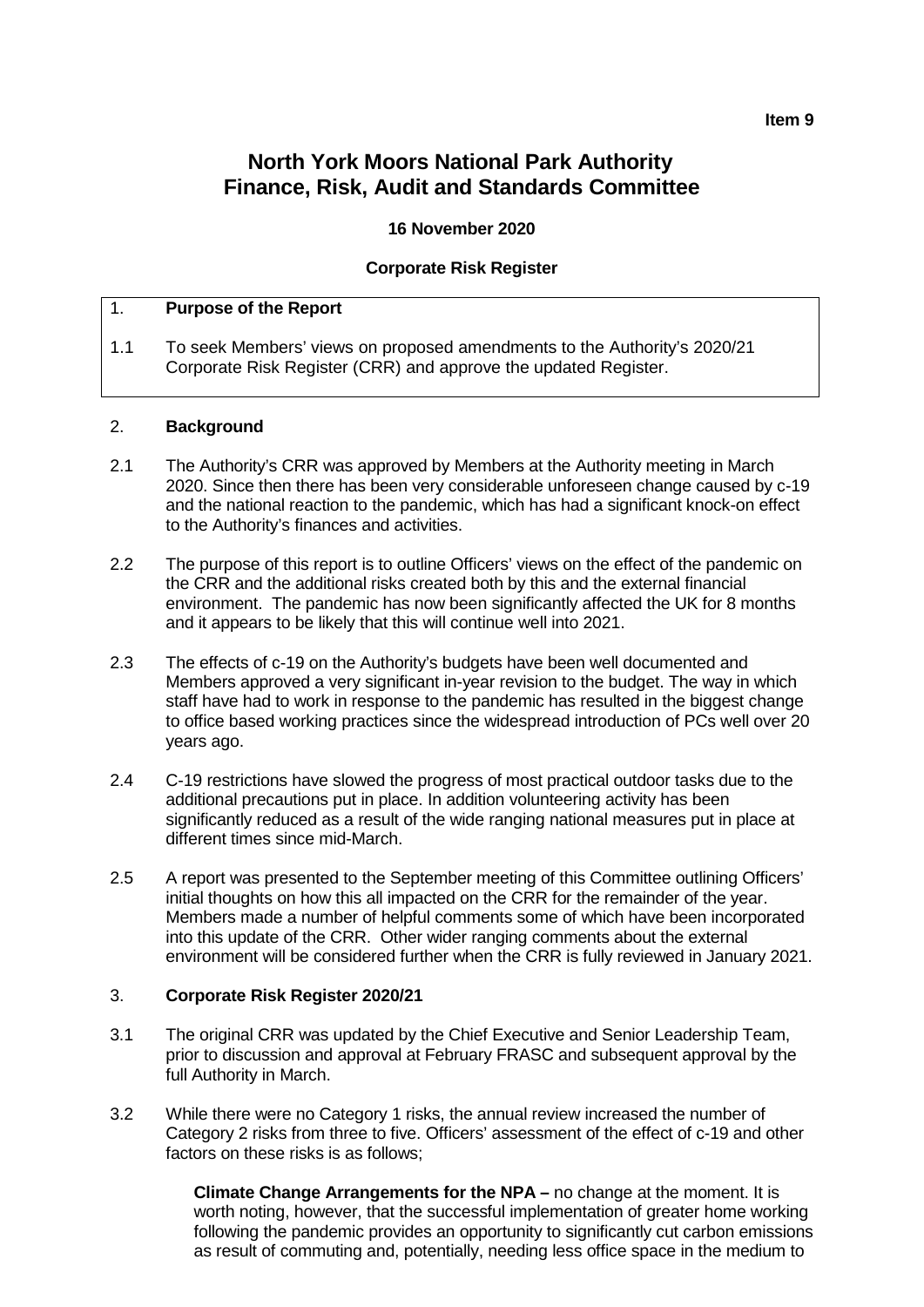**Item 9**

# North York Moors National Park Authority
# Finance, Risk, Audit and Standards Committee

**16 November 2020**

**Corporate Risk Register**

## 1. Purpose of the Report

1.1 To seek Members' views on proposed amendments to the Authority's 2020/21 Corporate Risk Register (CRR) and approve the updated Register.

## 2. Background

2.1 The Authority's CRR was approved by Members at the Authority meeting in March 2020. Since then there has been very considerable unforeseen change caused by c-19 and the national reaction to the pandemic, which has had a significant knock-on effect to the Authority's finances and activities.

2.2 The purpose of this report is to outline Officers' views on the effect of the pandemic on the CRR and the additional risks created both by this and the external financial environment. The pandemic has now been significantly affected the UK for 8 months and it appears to be likely that this will continue well into 2021.

2.3 The effects of c-19 on the Authority's budgets have been well documented and Members approved a very significant in-year revision to the budget. The way in which staff have had to work in response to the pandemic has resulted in the biggest change to office based working practices since the widespread introduction of PCs well over 20 years ago.

2.4 C-19 restrictions have slowed the progress of most practical outdoor tasks due to the additional precautions put in place. In addition volunteering activity has been significantly reduced as a result of the wide ranging national measures put in place at different times since mid-March.

2.5 A report was presented to the September meeting of this Committee outlining Officers' initial thoughts on how this all impacted on the CRR for the remainder of the year. Members made a number of helpful comments some of which have been incorporated into this update of the CRR. Other wider ranging comments about the external environment will be considered further when the CRR is fully reviewed in January 2021.

## 3. Corporate Risk Register 2020/21

3.1 The original CRR was updated by the Chief Executive and Senior Leadership Team, prior to discussion and approval at February FRASC and subsequent approval by the full Authority in March.

3.2 While there were no Category 1 risks, the annual review increased the number of Category 2 risks from three to five. Officers' assessment of the effect of c-19 and other factors on these risks is as follows;

**Climate Change Arrangements for the NPA –** no change at the moment. It is worth noting, however, that the successful implementation of greater home working following the pandemic provides an opportunity to significantly cut carbon emissions as result of commuting and, potentially, needing less office space in the medium to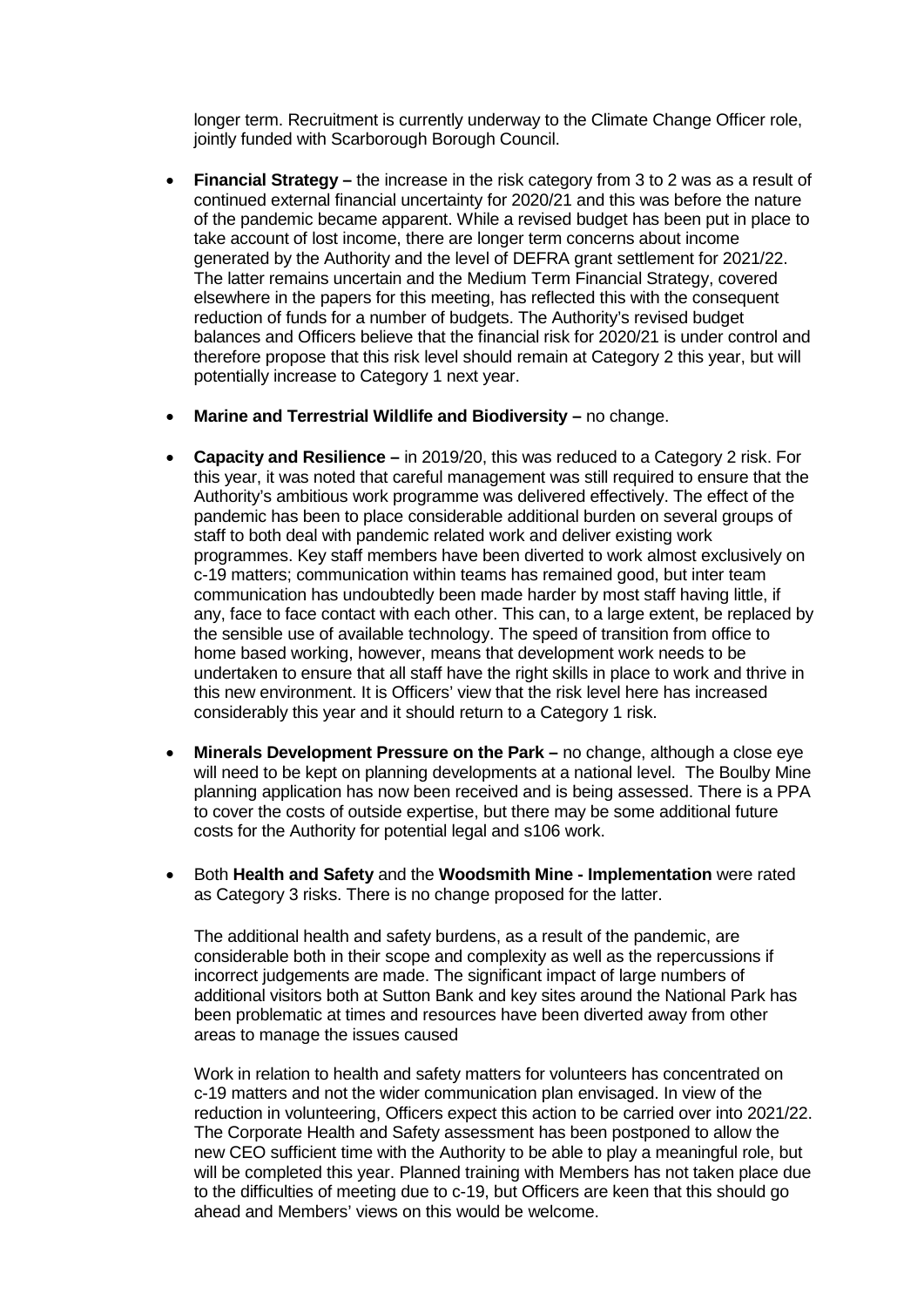longer term. Recruitment is currently underway to the Climate Change Officer role, jointly funded with Scarborough Borough Council.

- **Financial Strategy –** the increase in the risk category from 3 to 2 was as a result of continued external financial uncertainty for 2020/21 and this was before the nature of the pandemic became apparent. While a revised budget has been put in place to take account of lost income, there are longer term concerns about income generated by the Authority and the level of DEFRA grant settlement for 2021/22. The latter remains uncertain and the Medium Term Financial Strategy, covered elsewhere in the papers for this meeting, has reflected this with the consequent reduction of funds for a number of budgets. The Authority's revised budget balances and Officers believe that the financial risk for 2020/21 is under control and therefore propose that this risk level should remain at Category 2 this year, but will potentially increase to Category 1 next year.

- **Marine and Terrestrial Wildlife and Biodiversity –** no change.

- **Capacity and Resilience –** in 2019/20, this was reduced to a Category 2 risk. For this year, it was noted that careful management was still required to ensure that the Authority's ambitious work programme was delivered effectively. The effect of the pandemic has been to place considerable additional burden on several groups of staff to both deal with pandemic related work and deliver existing work programmes. Key staff members have been diverted to work almost exclusively on c-19 matters; communication within teams has remained good, but inter team communication has undoubtedly been made harder by most staff having little, if any, face to face contact with each other. This can, to a large extent, be replaced by the sensible use of available technology. The speed of transition from office to home based working, however, means that development work needs to be undertaken to ensure that all staff have the right skills in place to work and thrive in this new environment. It is Officers' view that the risk level here has increased considerably this year and it should return to a Category 1 risk.

- **Minerals Development Pressure on the Park –** no change, although a close eye will need to be kept on planning developments at a national level. The Boulby Mine planning application has now been received and is being assessed. There is a PPA to cover the costs of outside expertise, but there may be some additional future costs for the Authority for potential legal and s106 work.

- Both **Health and Safety** and the **Woodsmith Mine - Implementation** were rated as Category 3 risks. There is no change proposed for the latter.

  The additional health and safety burdens, as a result of the pandemic, are considerable both in their scope and complexity as well as the repercussions if incorrect judgements are made. The significant impact of large numbers of additional visitors both at Sutton Bank and key sites around the National Park has been problematic at times and resources have been diverted away from other areas to manage the issues caused

  Work in relation to health and safety matters for volunteers has concentrated on c-19 matters and not the wider communication plan envisaged. In view of the reduction in volunteering, Officers expect this action to be carried over into 2021/22. The Corporate Health and Safety assessment has been postponed to allow the new CEO sufficient time with the Authority to be able to play a meaningful role, but will be completed this year. Planned training with Members has not taken place due to the difficulties of meeting due to c-19, but Officers are keen that this should go ahead and Members' views on this would be welcome.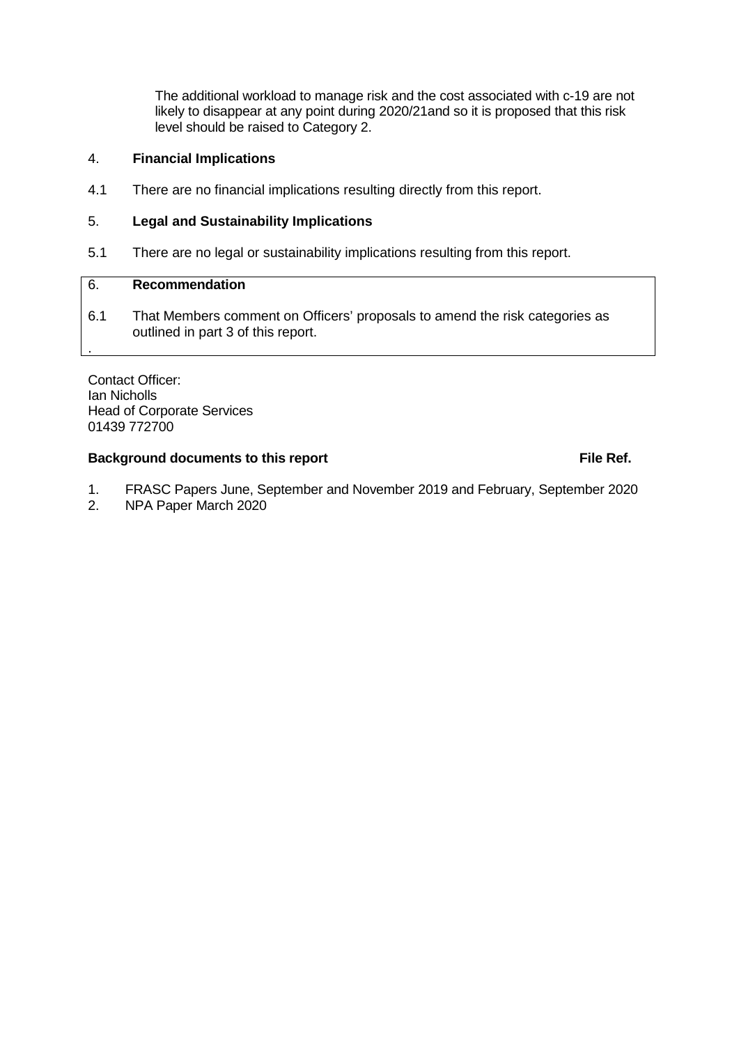The additional workload to manage risk and the cost associated with c-19 are not likely to disappear at any point during 2020/21and so it is proposed that this risk level should be raised to Category 2.

4. **Financial Implications**

4.1 There are no financial implications resulting directly from this report.

5. **Legal and Sustainability Implications**

5.1 There are no legal or sustainability implications resulting from this report.

6. **Recommendation**

6.1 That Members comment on Officers' proposals to amend the risk categories as outlined in part 3 of this report.

.

Contact Officer:
Ian Nicholls
Head of Corporate Services
01439 772700

**Background documents to this report** **File Ref.**

1. FRASC Papers June, September and November 2019 and February, September 2020
2. NPA Paper March 2020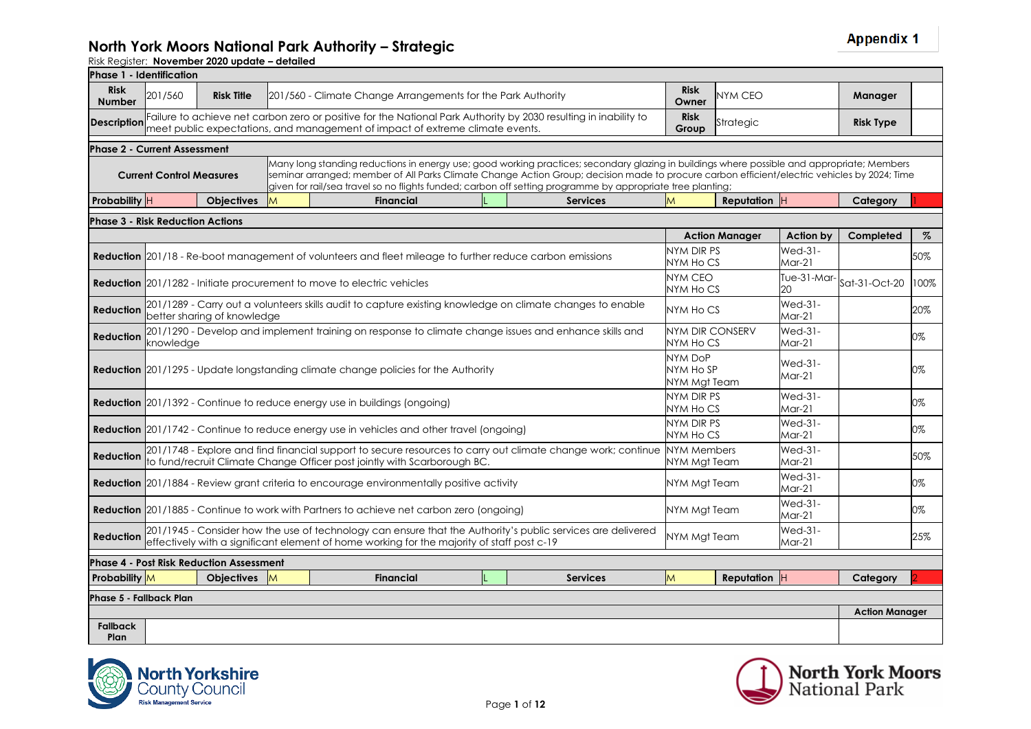**Appendix 1**

# North York Moors National Park Authority – Strategic

Risk Register: **November 2020 update – detailed**

| **Phase 1 - Identification** | | | | | | | | | |
|---|---|---|---|---|---|---|---|---|---|
| **Risk Number** | 201/560 | **Risk Title** | 201/560 - Climate Change Arrangements for the Park Authority | | | **Risk Owner** | NYM CEO | **Manager** | |
| **Description** | Failure to achieve net carbon zero or positive for the National Park Authority by 2030 resulting in inability to meet public expectations, and management of impact of extreme climate events. | | | | | **Risk Group** | Strategic | **Risk Type** | |

| **Phase 2 - Current Assessment** | | | | | | | | | |
|---|---|---|---|---|---|---|---|---|---|
| **Current Control Measures** | Many long standing reductions in energy use; good working practices; secondary glazing in buildings where possible and appropriate; Members seminar arranged; member of All Parks Climate Change Action Group; decision made to procure carbon efficient/electric vehicles by 2024; Time given for rail/sea travel so no flights funded; carbon off setting programme by appropriate tree planting; | | | | | | | | |
| **Probability** | H | **Objectives** | M | **Financial** | L | **Services** | M | **Reputation** | H |
| **Category** | 1 | | | | | | | | |

| **Phase 3 - Risk Reduction Actions** | | **Action Manager** | **Action by** | **Completed** | **%** |
|---|---|---|---|---|---|
| **Reduction** | 201/18 - Re-boot management of volunteers and fleet mileage to further reduce carbon emissions | NYM DIR PS<br>NYM Ho CS | Wed-31-Mar-21 | | 50% |
| **Reduction** | 201/1282 - Initiate procurement to move to electric vehicles | NYM CEO<br>NYM Ho CS | Tue-31-Mar-20 | Sat-31-Oct-20 | 100% |
| **Reduction** | 201/1289 - Carry out a volunteers skills audit to capture existing knowledge on climate changes to enable better sharing of knowledge | NYM Ho CS | Wed-31-Mar-21 | | 20% |
| **Reduction** | 201/1290 - Develop and implement training on response to climate change issues and enhance skills and knowledge | NYM DIR CONSERV<br>NYM Ho CS | Wed-31-Mar-21 | | 0% |
| **Reduction** | 201/1295 - Update longstanding climate change policies for the Authority | NYM DoP<br>NYM Ho SP<br>NYM Mgt Team | Wed-31-Mar-21 | | 0% |
| **Reduction** | 201/1392 - Continue to reduce energy use in buildings (ongoing) | NYM DIR PS<br>NYM Ho CS | Wed-31-Mar-21 | | 0% |
| **Reduction** | 201/1742 - Continue to reduce energy use in vehicles and other travel (ongoing) | NYM DIR PS<br>NYM Ho CS | Wed-31-Mar-21 | | 0% |
| **Reduction** | 201/1748 - Explore and find financial support to secure resources to carry out climate change work; continue to fund/recruit Climate Change Officer post jointly with Scarborough BC. | NYM Members<br>NYM Mgt Team | Wed-31-Mar-21 | | 50% |
| **Reduction** | 201/1884 - Review grant criteria to encourage environmentally positive activity | NYM Mgt Team | Wed-31-Mar-21 | | 0% |
| **Reduction** | 201/1885 - Continue to work with Partners to achieve net carbon zero (ongoing) | NYM Mgt Team | Wed-31-Mar-21 | | 0% |
| **Reduction** | 201/1945 - Consider how the use of technology can ensure that the Authority's public services are delivered effectively with a significant element of home working for the majority of staff post c-19 | NYM Mgt Team | Wed-31-Mar-21 | | 25% |

| **Phase 4 - Post Risk Reduction Assessment** | | | | | | | | | |
|---|---|---|---|---|---|---|---|---|---|
| **Probability** | M | **Objectives** | M | **Financial** | L | **Services** | M | **Reputation** | H |
| **Category** | 2 | | | | | | | | |

| **Phase 5 - Fallback Plan** | | **Action Manager** |
|---|---|---|
| **Fallback Plan** | | |

North Yorkshire County Council – Risk Management Service

North York Moors National Park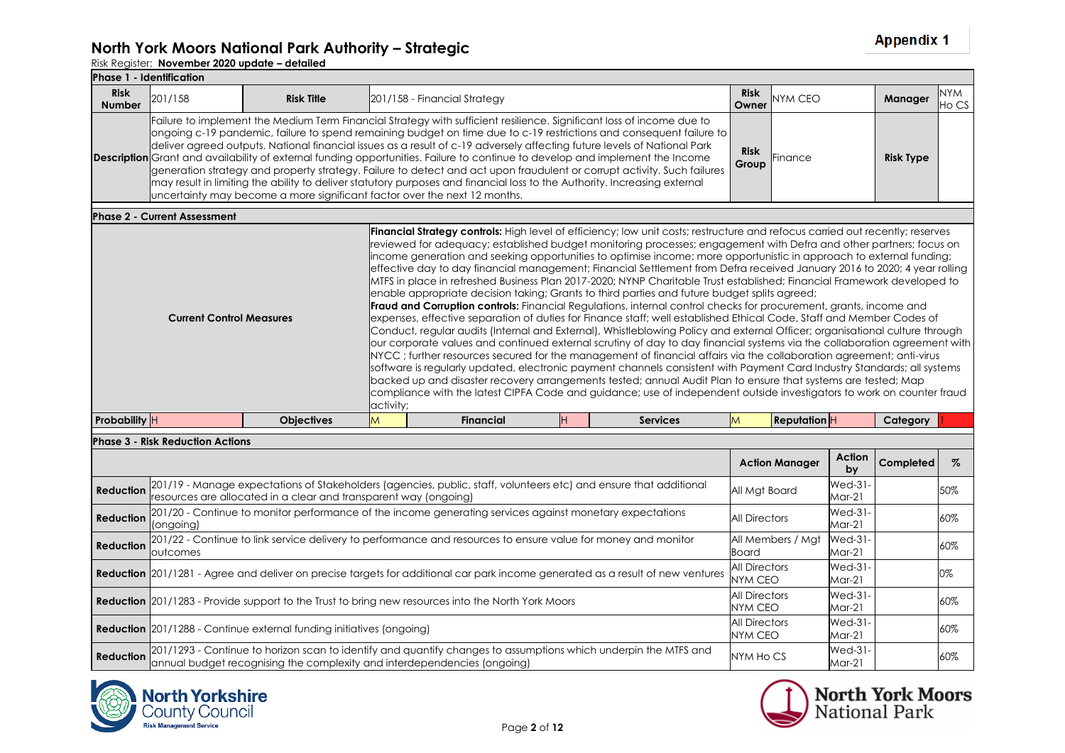# North York Moors National Park Authority – Strategic

**Appendix 1**

Risk Register: **November 2020 update – detailed**

**Phase 1 - Identification**

| **Risk Number** | 201/158 | **Risk Title** | 201/158 - Financial Strategy | **Risk Owner** | NYM CEO | **Manager** | NYM Ho CS |
|---|---|---|---|---|---|---|---|
| **Description** | Failure to implement the Medium Term Financial Strategy with sufficient resilience. Significant loss of income due to ongoing c-19 pandemic, failure to spend remaining budget on time due to c-19 restrictions and consequent failure to deliver agreed outputs. National financial issues as a result of c-19 adversely affecting future levels of National Park Grant and availability of external funding opportunities. Failure to continue to develop and implement the Income generation strategy and property strategy. Failure to detect and act upon fraudulent or corrupt activity. Such failures may result in limiting the ability to deliver statutory purposes and financial loss to the Authority. Increasing external uncertainty may become a more significant factor over the next 12 months. | | | **Risk Group** | Finance | **Risk Type** | |

**Phase 2 - Current Assessment**

| **Current Control Measures** | **Financial Strategy controls:** High level of efficiency; low unit costs; restructure and refocus carried out recently; reserves reviewed for adequacy; established budget monitoring processes; engagement with Defra and other partners; focus on income generation and seeking opportunities to optimise income; more opportunistic in approach to external funding; effective day to day financial management; Financial Settlement from Defra received January 2016 to 2020; 4 year rolling MTFS in place in refreshed Business Plan 2017-2020; NYNP Charitable Trust established; Financial Framework developed to enable appropriate decision taking; Grants to third parties and future budget splits agreed; **Fraud and Corruption controls:** Financial Regulations, internal control checks for procurement, grants, income and expenses, effective separation of duties for Finance staff; well established Ethical Code, Staff and Member Codes of Conduct, regular audits (Internal and External), Whistleblowing Policy and external Officer; organisational culture through our corporate values and continued external scrutiny of day to day financial systems via the collaboration agreement with NYCC ; further resources secured for the management of financial affairs via the collaboration agreement; anti-virus software is regularly updated, electronic payment channels consistent with Payment Card Industry Standards; all systems backed up and disaster recovery arrangements tested; annual Audit Plan to ensure that systems are tested; Map compliance with the latest CIPFA Code and guidance; use of independent outside investigators to work on counter fraud activity; |
|---|---|

| **Probability** | H | **Objectives** | M | **Financial** | H | **Services** | M | **Reputation** | H | **Category** | 1 |
|---|---|---|---|---|---|---|---|---|---|---|---|

**Phase 3 - Risk Reduction Actions**

| | | **Action Manager** | **Action by** | **Completed** | **%** |
|---|---|---|---|---|---|
| **Reduction** | 201/19 - Manage expectations of Stakeholders (agencies, public, staff, volunteers etc) and ensure that additional resources are allocated in a clear and transparent way (ongoing) | All Mgt Board | Wed-31-Mar-21 | | 50% |
| **Reduction** | 201/20 - Continue to monitor performance of the income generating services against monetary expectations (ongoing) | All Directors | Wed-31-Mar-21 | | 60% |
| **Reduction** | 201/22 - Continue to link service delivery to performance and resources to ensure value for money and monitor outcomes | All Members / Mgt Board | Wed-31-Mar-21 | | 60% |
| **Reduction** | 201/1281 - Agree and deliver on precise targets for additional car park income generated as a result of new ventures | All Directors NYM CEO | Wed-31-Mar-21 | | 0% |
| **Reduction** | 201/1283 - Provide support to the Trust to bring new resources into the North York Moors | All Directors NYM CEO | Wed-31-Mar-21 | | 60% |
| **Reduction** | 201/1288 - Continue external funding initiatives (ongoing) | All Directors NYM CEO | Wed-31-Mar-21 | | 60% |
| **Reduction** | 201/1293 - Continue to horizon scan to identify and quantify changes to assumptions which underpin the MTFS and annual budget recognising the complexity and interdependencies (ongoing) | NYM Ho CS | Wed-31-Mar-21 | | 60% |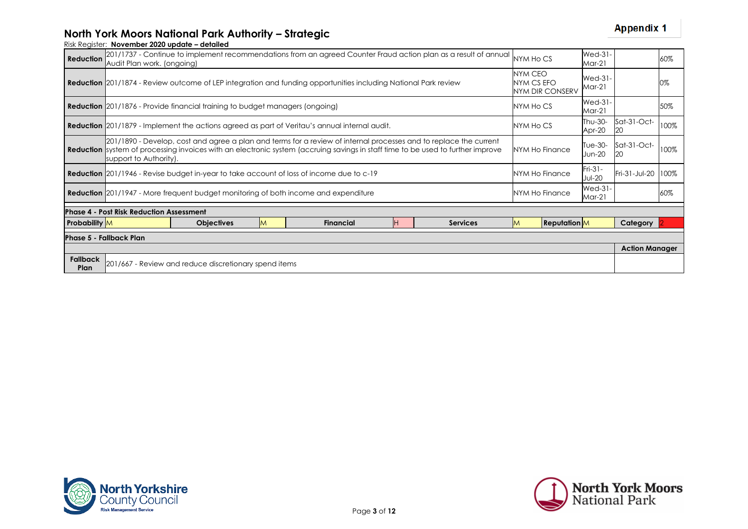# North York Moors National Park Authority – Strategic

Risk Register: **November 2020 update – detailed**

**Appendix 1**

| | | | | | |
|---|---|---|---|---|---|
| **Reduction** | 201/1737 - Continue to implement recommendations from an agreed Counter Fraud action plan as a result of annual Audit Plan work. (ongoing) | NYM Ho CS | Wed-31-Mar-21 | | 60% |
| **Reduction** | 201/1874 - Review outcome of LEP integration and funding opportunities including National Park review | NYM CEO NYM CS EFO NYM DIR CONSERV | Wed-31-Mar-21 | | 0% |
| **Reduction** | 201/1876 - Provide financial training to budget managers (ongoing) | NYM Ho CS | Wed-31-Mar-21 | | 50% |
| **Reduction** | 201/1879 - Implement the actions agreed as part of Veritau's annual internal audit. | NYM Ho CS | Thu-30-Apr-20 | Sat-31-Oct-20 | 100% |
| **Reduction** | 201/1890 - Develop, cost and agree a plan and terms for a review of internal processes and to replace the current system of processing invoices with an electronic system (accruing savings in staff time to be used to further improve support to Authority). | NYM Ho Finance | Tue-30-Jun-20 | Sat-31-Oct-20 | 100% |
| **Reduction** | 201/1946 - Revise budget in-year to take account of loss of income due to c-19 | NYM Ho Finance | Fri-31-Jul-20 | Fri-31-Jul-20 | 100% |
| **Reduction** | 201/1947 - More frequent budget monitoring of both income and expenditure | NYM Ho Finance | Wed-31-Mar-21 | | 60% |

**Phase 4 - Post Risk Reduction Assessment**

| Probability | Objectives | Financial | Services | Reputation | Category |
|---|---|---|---|---|---|
| M | M | H | M | M | 2 |

**Phase 5 - Fallback Plan**

| | | Action Manager |
|---|---|---|
| **Fallback Plan** | 201/667 - Review and reduce discretionary spend items | |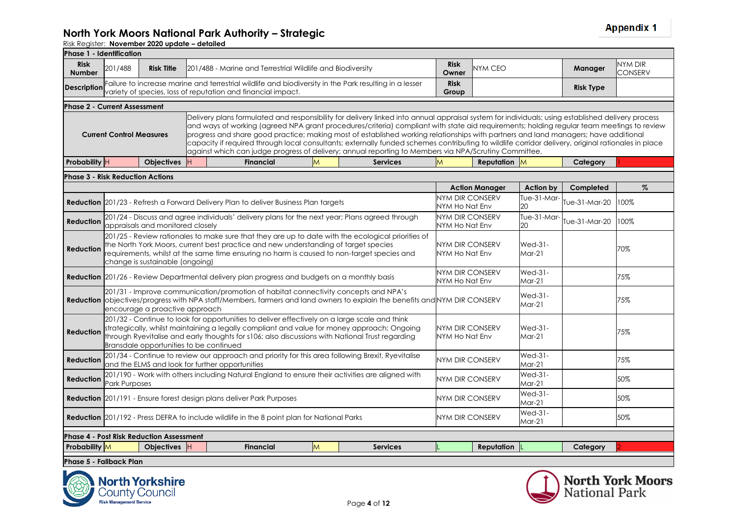Appendix 1

# North York Moors National Park Authority – Strategic

Risk Register: **November 2020 update – detailed**

**Phase 1 - Identification**

| **Risk Number** | 201/488 | **Risk Title** | 201/488 - Marine and Terrestrial Wildlife and Biodiversity | **Risk Owner** | NYM CEO | **Manager** | NYM DIR CONSERV |
|---|---|---|---|---|---|---|---|
| **Description** | Failure to increase marine and terrestrial wildlife and biodiversity in the Park resulting in a lesser variety of species, loss of reputation and financial impact. | | | **Risk Group** | | **Risk Type** | |

**Phase 2 - Current Assessment**

| **Current Control Measures** | Delivery plans formulated and responsibility for delivery linked into annual appraisal system for individuals; using established delivery process and ways of working (agreed NPA grant procedures/criteria) compliant with state aid requirements; holding regular team meetings to review progress and share good practice; making most of established working relationships with partners and land managers; have additional capacity if required through local consultants; externally funded schemes contributing to wildlife corridor delivery, original rationales in place against which can judge progress of delivery; annual reporting to Members via NPA/Scrutiny Committee. |
|---|---|

| **Probability** | H | **Objectives** | H | **Financial** | M | **Services** | M | **Reputation** | M | **Category** | 1 |
|---|---|---|---|---|---|---|---|---|---|---|---|

**Phase 3 - Risk Reduction Actions**

| | | **Action Manager** | **Action by** | **Completed** | **%** |
|---|---|---|---|---|---|
| **Reduction** | 201/23 - Refresh a Forward Delivery Plan to deliver Business Plan targets | NYM DIR CONSERV NYM Ho Nat Env | Tue-31-Mar-20 | Tue-31-Mar-20 | 100% |
| **Reduction** | 201/24 - Discuss and agree individuals' delivery plans for the next year; Plans agreed through appraisals and monitored closely | NYM DIR CONSERV NYM Ho Nat Env | Tue-31-Mar-20 | Tue-31-Mar-20 | 100% |
| **Reduction** | 201/25 - Review rationales to make sure that they are up to date with the ecological priorities of the North York Moors, current best practice and new understanding of target species requirements, whilst at the same time ensuring no harm is caused to non-target species and change is sustainable (ongoing) | NYM DIR CONSERV NYM Ho Nat Env | Wed-31-Mar-21 | | 70% |
| **Reduction** | 201/26 - Review Departmental delivery plan progress and budgets on a monthly basis | NYM DIR CONSERV NYM Ho Nat Env | Wed-31-Mar-21 | | 75% |
| **Reduction** | 201/31 - Improve communication/promotion of habitat connectivity concepts and NPA's objectives/progress with NPA staff/Members, farmers and land owners to explain the benefits and encourage a proactive approach | NYM DIR CONSERV | Wed-31-Mar-21 | | 75% |
| **Reduction** | 201/32 - Continue to look for opportunities to deliver effectively on a large scale and think strategically, whilst maintaining a legally compliant and value for money approach; Ongoing through Ryevitalise and early thoughts for s106; also discussions with National Trust regarding Bransdale opportunities to be continued | NYM DIR CONSERV NYM Ho Nat Env | Wed-31-Mar-21 | | 75% |
| **Reduction** | 201/34 - Continue to review our approach and priority for this area following Brexit, Ryevitalise and the ELMS and look for further opportunities | NYM DIR CONSERV | Wed-31-Mar-21 | | 75% |
| **Reduction** | 201/190 - Work with others including Natural England to ensure their activities are aligned with Park Purposes | NYM DIR CONSERV | Wed-31-Mar-21 | | 50% |
| **Reduction** | 201/191 - Ensure forest design plans deliver Park Purposes | NYM DIR CONSERV | Wed-31-Mar-21 | | 50% |
| **Reduction** | 201/192 - Press DEFRA to include wildlife in the 8 point plan for National Parks | NYM DIR CONSERV | Wed-31-Mar-21 | | 50% |

**Phase 4 - Post Risk Reduction Assessment**

| **Probability** | M | **Objectives** | H | **Financial** | M | **Services** | L | **Reputation** | L | **Category** | 2 |
|---|---|---|---|---|---|---|---|---|---|---|---|

**Phase 5 - Fallback Plan**

North Yorkshire County Council Risk Management Service

North York Moors National Park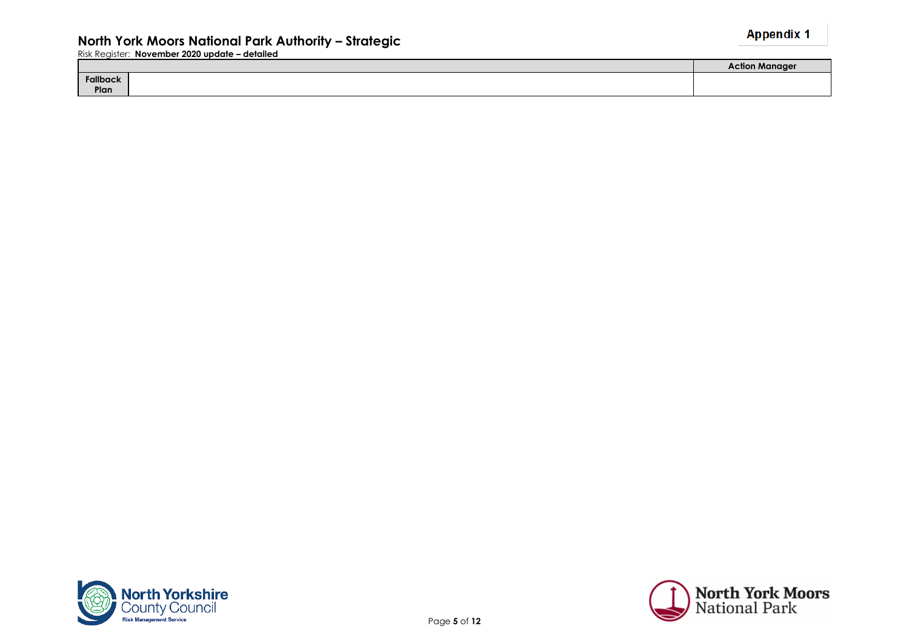| | | Action Manager |
|---|---|---|
| Fallback Plan | | |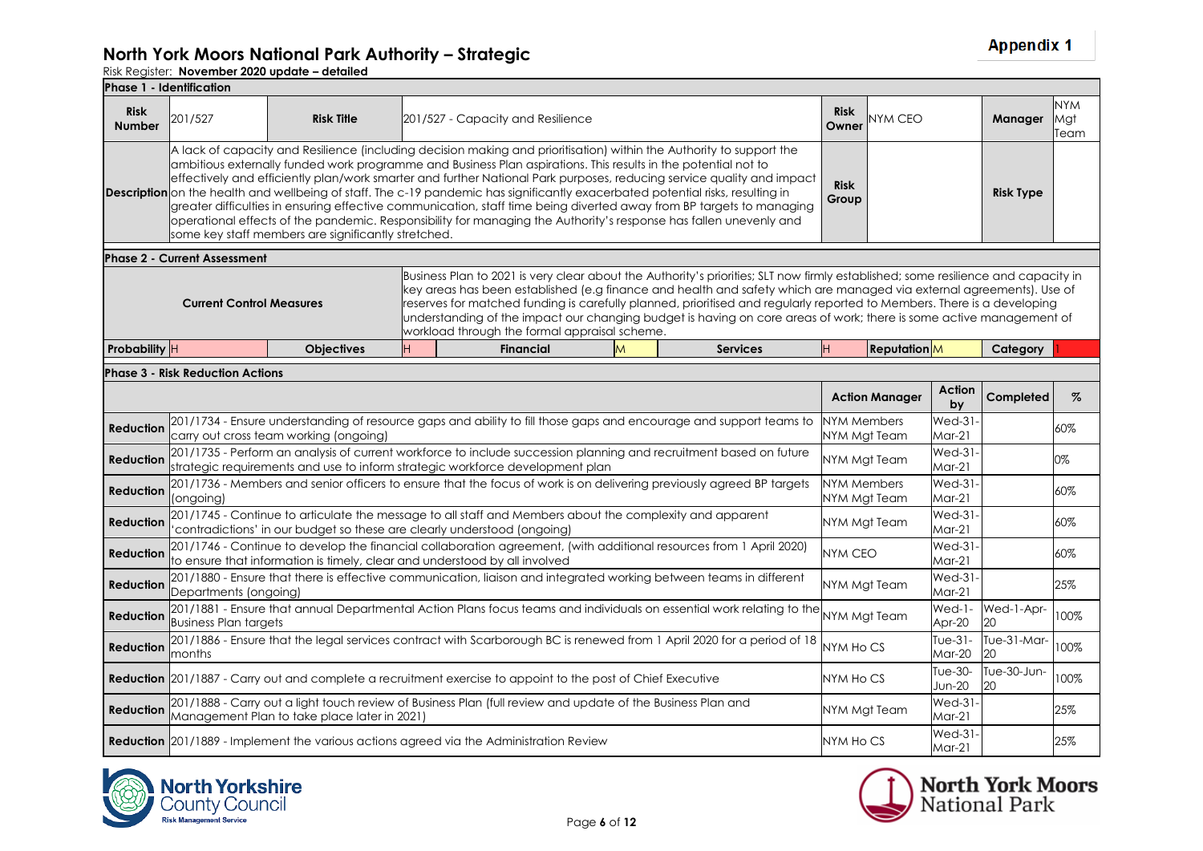**Appendix 1**

# North York Moors National Park Authority – Strategic

Risk Register: **November 2020 update – detailed**

## Phase 1 - Identification

| | | | | | | | |
|---|---|---|---|---|---|---|---|
| **Risk Number** | 201/527 | **Risk Title** | 201/527 - Capacity and Resilience | **Risk Owner** | NYM CEO | **Manager** | NYM Mgt Team |
| **Description** | A lack of capacity and Resilience (including decision making and prioritisation) within the Authority to support the ambitious externally funded work programme and Business Plan aspirations. This results in the potential not to effectively and efficiently plan/work smarter and further National Park purposes, reducing service quality and impact on the health and wellbeing of staff. The c-19 pandemic has significantly exacerbated potential risks, resulting in greater difficulties in ensuring effective communication, staff time being diverted away from BP targets to managing operational effects of the pandemic. Responsibility for managing the Authority's response has fallen unevenly and some key staff members are significantly stretched. | | | **Risk Group** | | **Risk Type** | |

## Phase 2 - Current Assessment

| | |
|---|---|
| **Current Control Measures** | Business Plan to 2021 is very clear about the Authority's priorities; SLT now firmly established; some resilience and capacity in key areas has been established (e.g finance and health and safety which are managed via external agreements). Use of reserves for matched funding is carefully planned, prioritised and regularly reported to Members. There is a developing understanding of the impact our changing budget is having on core areas of work; there is some active management of workload through the formal appraisal scheme. |

| **Probability** | **Objectives** | **Financial** | **Services** | **Reputation** | **Category** |
|---|---|---|---|---|---|
| H | H | M | H | M | 1 |

## Phase 3 - Risk Reduction Actions

| | | Action Manager | Action by | Completed | % |
|---|---|---|---|---|---|
| **Reduction** | 201/1734 - Ensure understanding of resource gaps and ability to fill those gaps and encourage and support teams to carry out cross team working (ongoing) | NYM Members NYM Mgt Team | Wed-31-Mar-21 | | 60% |
| **Reduction** | 201/1735 - Perform an analysis of current workforce to include succession planning and recruitment based on future strategic requirements and use to inform strategic workforce development plan | NYM Mgt Team | Wed-31-Mar-21 | | 0% |
| **Reduction** | 201/1736 - Members and senior officers to ensure that the focus of work is on delivering previously agreed BP targets (ongoing) | NYM Members NYM Mgt Team | Wed-31-Mar-21 | | 60% |
| **Reduction** | 201/1745 - Continue to articulate the message to all staff and Members about the complexity and apparent 'contradictions' in our budget so these are clearly understood (ongoing) | NYM Mgt Team | Wed-31-Mar-21 | | 60% |
| **Reduction** | 201/1746 - Continue to develop the financial collaboration agreement, (with additional resources from 1 April 2020) to ensure that information is timely, clear and understood by all involved | NYM CEO | Wed-31-Mar-21 | | 60% |
| **Reduction** | 201/1880 - Ensure that there is effective communication, liaison and integrated working between teams in different Departments (ongoing) | NYM Mgt Team | Wed-31-Mar-21 | | 25% |
| **Reduction** | 201/1881 - Ensure that annual Departmental Action Plans focus teams and individuals on essential work relating to the Business Plan targets | NYM Mgt Team | Wed-1-Apr-20 | Wed-1-Apr-20 | 100% |
| **Reduction** | 201/1886 - Ensure that the legal services contract with Scarborough BC is renewed from 1 April 2020 for a period of 18 months | NYM Ho CS | Tue-31-Mar-20 | Tue-31-Mar-20 | 100% |
| **Reduction** | 201/1887 - Carry out and complete a recruitment exercise to appoint to the post of Chief Executive | NYM Ho CS | Tue-30-Jun-20 | Tue-30-Jun-20 | 100% |
| **Reduction** | 201/1888 - Carry out a light touch review of Business Plan (full review and update of the Business Plan and Management Plan to take place later in 2021) | NYM Mgt Team | Wed-31-Mar-21 | | 25% |
| **Reduction** | 201/1889 - Implement the various actions agreed via the Administration Review | NYM Ho CS | Wed-31-Mar-21 | | 25% |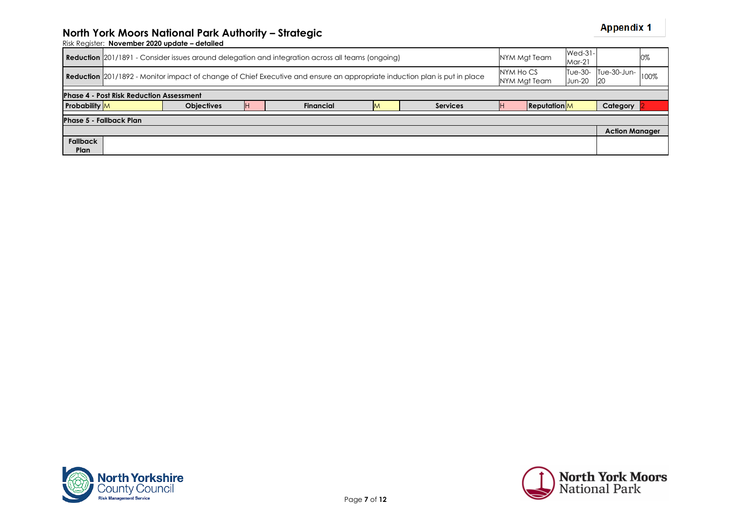## North York Moors National Park Authority – Strategic

Risk Register: **November 2020 update – detailed**

| | | | | | |
|---|---|---|---|---|---|
| **Reduction** | 201/1891 - Consider issues around delegation and integration across all teams (ongoing) | NYM Mgt Team | Wed-31-Mar-21 | | 0% |
| **Reduction** | 201/1892 - Monitor impact of change of Chief Executive and ensure an appropriate induction plan is put in place | NYM Ho CS NYM Mgt Team | Tue-30-Jun-20 | Tue-30-Jun-20 | 100% |

**Phase 4 - Post Risk Reduction Assessment**

| Probability | | Objectives | | Financial | | Services | | Reputation | | Category | |
|---|---|---|---|---|---|---|---|---|---|---|---|
| M | | | H | | M | | H | | M | | 2 |

**Phase 5 - Fallback Plan**

| | | Action Manager |
|---|---|---|
| **Fallback Plan** | | |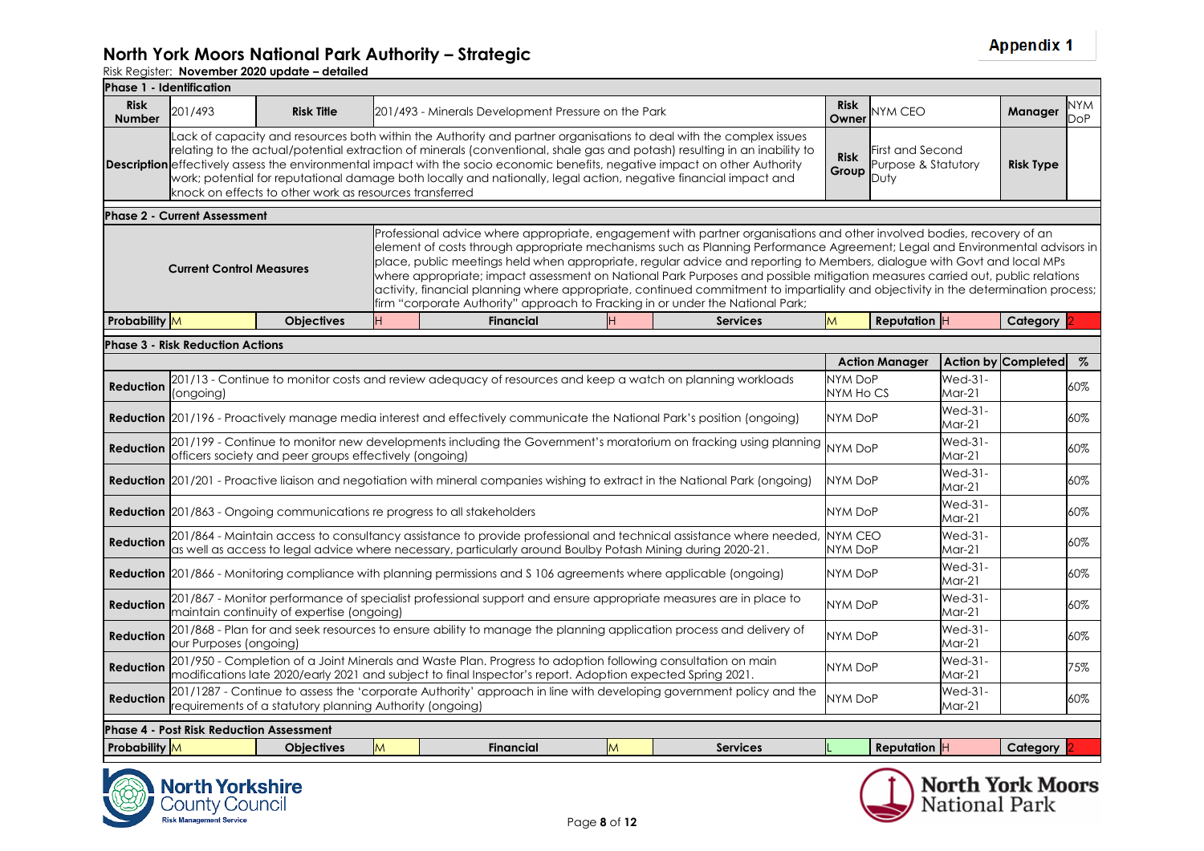**Appendix 1**

# North York Moors National Park Authority – Strategic

Risk Register: **November 2020 update – detailed**

## Phase 1 - Identification

| **Risk Number** | 201/493 | **Risk Title** | 201/493 - Minerals Development Pressure on the Park | **Risk Owner** | NYM CEO | **Manager** | NYM DoP |
|---|---|---|---|---|---|---|---|
| **Description** | Lack of capacity and resources both within the Authority and partner organisations to deal with the complex issues relating to the actual/potential extraction of minerals (conventional, shale gas and potash) resulting in an inability to effectively assess the environmental impact with the socio economic benefits, negative impact on other Authority work; potential for reputational damage both locally and nationally, legal action, negative financial impact and knock on effects to other work as resources transferred | | | **Risk Group** | First and Second Purpose & Statutory Duty | **Risk Type** | |

## Phase 2 - Current Assessment

**Current Control Measures**

Professional advice where appropriate, engagement with partner organisations and other involved bodies, recovery of an element of costs through appropriate mechanisms such as Planning Performance Agreement; Legal and Environmental advisors in place, public meetings held when appropriate, regular advice and reporting to Members, dialogue with Govt and local MPs where appropriate; impact assessment on National Park Purposes and possible mitigation measures carried out, public relations activity, financial planning where appropriate, continued commitment to impartiality and objectivity in the determination process; firm "corporate Authority" approach to Fracking in or under the National Park;

| **Probability** | **Objectives** | **Financial** | **Services** | **Reputation** | **Category** |
|---|---|---|---|---|---|
| M | H | H | M | H | 2 |

## Phase 3 - Risk Reduction Actions

| | Action | Action Manager | Action by | Completed | % |
|---|---|---|---|---|---|
| **Reduction** | 201/13 - Continue to monitor costs and review adequacy of resources and keep a watch on planning workloads (ongoing) | NYM DoP NYM Ho CS | Wed-31-Mar-21 | | 60% |
| **Reduction** | 201/196 - Proactively manage media interest and effectively communicate the National Park's position (ongoing) | NYM DoP | Wed-31-Mar-21 | | 60% |
| **Reduction** | 201/199 - Continue to monitor new developments including the Government's moratorium on fracking using planning officers society and peer groups effectively (ongoing) | NYM DoP | Wed-31-Mar-21 | | 60% |
| **Reduction** | 201/201 - Proactive liaison and negotiation with mineral companies wishing to extract in the National Park (ongoing) | NYM DoP | Wed-31-Mar-21 | | 60% |
| **Reduction** | 201/863 - Ongoing communications re progress to all stakeholders | NYM DoP | Wed-31-Mar-21 | | 60% |
| **Reduction** | 201/864 - Maintain access to consultancy assistance to provide professional and technical assistance where needed, as well as access to legal advice where necessary, particularly around Boulby Potash Mining during 2020-21. | NYM CEO NYM DoP | Wed-31-Mar-21 | | 60% |
| **Reduction** | 201/866 - Monitoring compliance with planning permissions and S 106 agreements where applicable (ongoing) | NYM DoP | Wed-31-Mar-21 | | 60% |
| **Reduction** | 201/867 - Monitor performance of specialist professional support and ensure appropriate measures are in place to maintain continuity of expertise (ongoing) | NYM DoP | Wed-31-Mar-21 | | 60% |
| **Reduction** | 201/868 - Plan for and seek resources to ensure ability to manage the planning application process and delivery of our Purposes (ongoing) | NYM DoP | Wed-31-Mar-21 | | 60% |
| **Reduction** | 201/950 - Completion of a Joint Minerals and Waste Plan. Progress to adoption following consultation on main modifications late 2020/early 2021 and subject to final Inspector's report. Adoption expected Spring 2021. | NYM DoP | Wed-31-Mar-21 | | 75% |
| **Reduction** | 201/1287 - Continue to assess the 'corporate Authority' approach in line with developing government policy and the requirements of a statutory planning Authority (ongoing) | NYM DoP | Wed-31-Mar-21 | | 60% |

## Phase 4 - Post Risk Reduction Assessment

| **Probability** | **Objectives** | **Financial** | **Services** | **Reputation** | **Category** |
|---|---|---|---|---|---|
| M | M | M | L | H | 2 |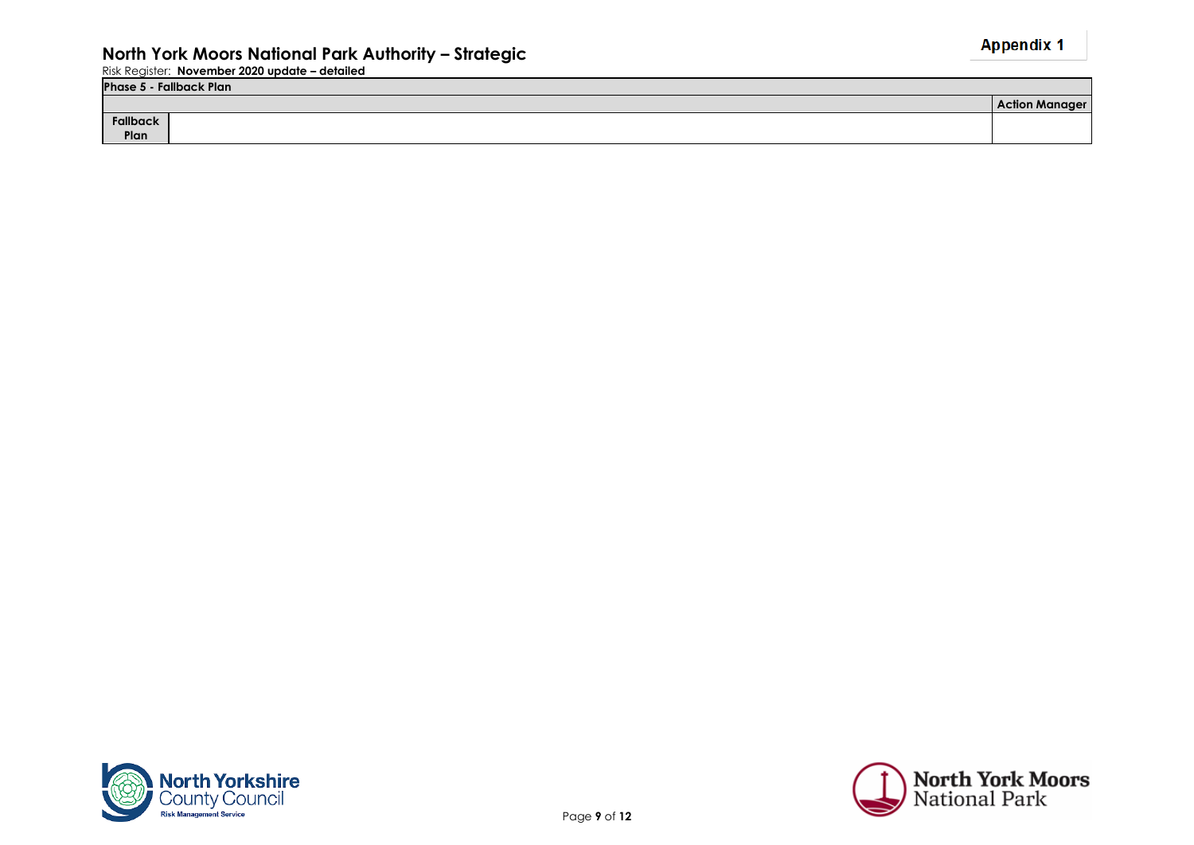| Phase 5 - Fallback Plan | | |
|---|---|---|
| | | **Action Manager** |
| **Fallback Plan** | | |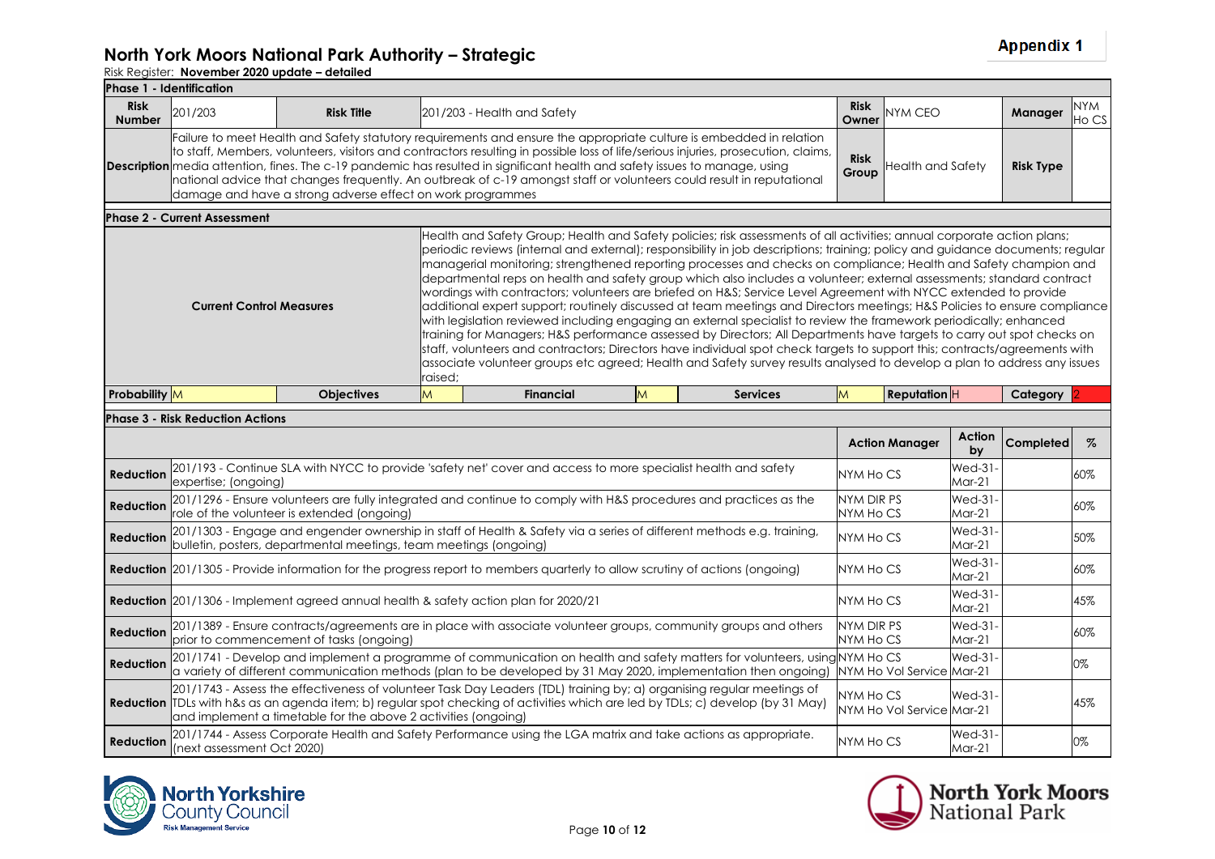**Appendix 1**

# North York Moors National Park Authority – Strategic

Risk Register: **November 2020 update – detailed**

**Phase 1 - Identification**

| | | | | | | | |
|---|---|---|---|---|---|---|---|
| **Risk Number** | 201/203 | **Risk Title** | 201/203 - Health and Safety | **Risk Owner** | NYM CEO | **Manager** | NYM Ho CS |
| **Description** | Failure to meet Health and Safety statutory requirements and ensure the appropriate culture is embedded in relation to staff, Members, volunteers, visitors and contractors resulting in possible loss of life/serious injuries, prosecution, claims, media attention, fines. The c-19 pandemic has resulted in significant health and safety issues to manage, using national advice that changes frequently. An outbreak of c-19 amongst staff or volunteers could result in reputational damage and have a strong adverse effect on work programmes | | | **Risk Group** | Health and Safety | **Risk Type** | |

**Phase 2 - Current Assessment**

| | |
|---|---|
| **Current Control Measures** | Health and Safety Group; Health and Safety policies; risk assessments of all activities; annual corporate action plans; periodic reviews (internal and external); responsibility in job descriptions; training; policy and guidance documents; regular managerial monitoring; strengthened reporting processes and checks on compliance; Health and Safety champion and departmental reps on health and safety group which also includes a volunteer; external assessments; standard contract wordings with contractors; volunteers are briefed on H&S; Service Level Agreement with NYCC extended to provide additional expert support; routinely discussed at team meetings and Directors meetings; H&S Policies to ensure compliance with legislation reviewed including engaging an external specialist to review the framework periodically; enhanced training for Managers; H&S performance assessed by Directors; All Departments have targets to carry out spot checks on staff, volunteers and contractors; Directors have individual spot check targets to support this; contracts/agreements with associate volunteer groups etc agreed; Health and Safety survey results analysed to develop a plan to address any issues raised; |

| **Probability** | **Objectives** | **Financial** | **Services** | **Reputation** | **Category** |
|---|---|---|---|---|---|
| M | M | M | M | H | 2 |

**Phase 3 - Risk Reduction Actions**

| | | Action Manager | Action by | Completed | % |
|---|---|---|---|---|---|
| **Reduction** | 201/193 - Continue SLA with NYCC to provide 'safety net' cover and access to more specialist health and safety expertise; (ongoing) | NYM Ho CS | Wed-31-Mar-21 | | 60% |
| **Reduction** | 201/1296 - Ensure volunteers are fully integrated and continue to comply with H&S procedures and practices as the role of the volunteer is extended (ongoing) | NYM DIR PS NYM Ho CS | Wed-31-Mar-21 | | 60% |
| **Reduction** | 201/1303 - Engage and engender ownership in staff of Health & Safety via a series of different methods e.g. training, bulletin, posters, departmental meetings, team meetings (ongoing) | NYM Ho CS | Wed-31-Mar-21 | | 50% |
| **Reduction** | 201/1305 - Provide information for the progress report to members quarterly to allow scrutiny of actions (ongoing) | NYM Ho CS | Wed-31-Mar-21 | | 60% |
| **Reduction** | 201/1306 - Implement agreed annual health & safety action plan for 2020/21 | NYM Ho CS | Wed-31-Mar-21 | | 45% |
| **Reduction** | 201/1389 - Ensure contracts/agreements are in place with associate volunteer groups, community groups and others prior to commencement of tasks (ongoing) | NYM DIR PS NYM Ho CS | Wed-31-Mar-21 | | 60% |
| **Reduction** | 201/1741 - Develop and implement a programme of communication on health and safety matters for volunteers, using a variety of different communication methods (plan to be developed by 31 May 2020, implementation then ongoing) | NYM Ho CS NYM Ho Vol Service | Wed-31-Mar-21 | | 0% |
| **Reduction** | 201/1743 - Assess the effectiveness of volunteer Task Day Leaders (TDL) training by; a) organising regular meetings of TDLs with h&s as an agenda item; b) regular spot checking of activities which are led by TDLs; c) develop (by 31 May) and implement a timetable for the above 2 activities (ongoing) | NYM Ho CS NYM Ho Vol Service | Wed-31-Mar-21 | | 45% |
| **Reduction** | 201/1744 - Assess Corporate Health and Safety Performance using the LGA matrix and take actions as appropriate. (next assessment Oct 2020) | NYM Ho CS | Wed-31-Mar-21 | | 0% |

North Yorkshire County Council – Risk Management Service

North York Moors National Park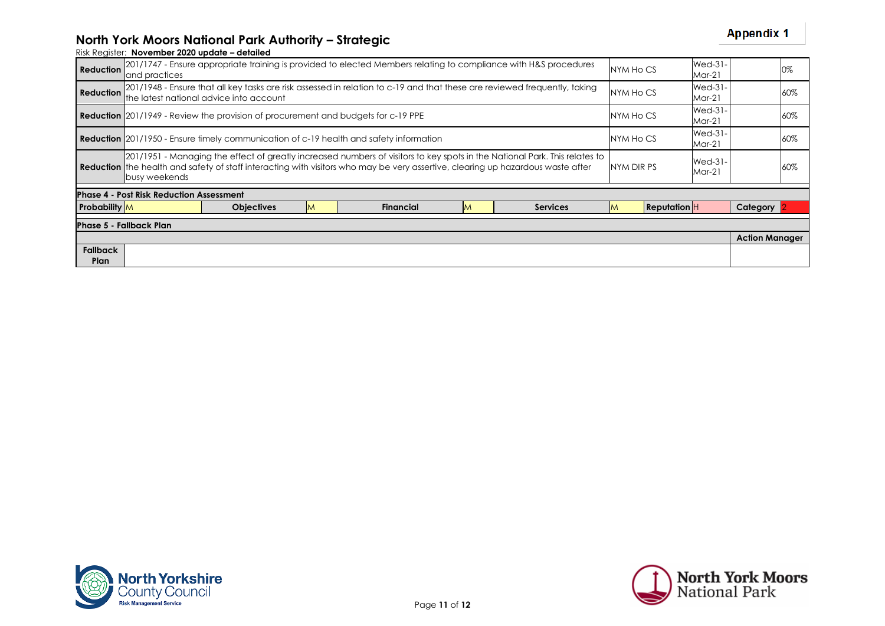# North York Moors National Park Authority – Strategic

Risk Register: **November 2020 update – detailed**

| | | | | | |
|---|---|---|---|---|---|
| **Reduction** | 201/1747 - Ensure appropriate training is provided to elected Members relating to compliance with H&S procedures and practices | NYM Ho CS | Wed-31-Mar-21 | | 0% |
| **Reduction** | 201/1948 - Ensure that all key tasks are risk assessed in relation to c-19 and that these are reviewed frequently, taking the latest national advice into account | NYM Ho CS | Wed-31-Mar-21 | | 60% |
| **Reduction** | 201/1949 - Review the provision of procurement and budgets for c-19 PPE | NYM Ho CS | Wed-31-Mar-21 | | 60% |
| **Reduction** | 201/1950 - Ensure timely communication of c-19 health and safety information | NYM Ho CS | Wed-31-Mar-21 | | 60% |
| **Reduction** | 201/1951 - Managing the effect of greatly increased numbers of visitors to key spots in the National Park. This relates to the health and safety of staff interacting with visitors who may be very assertive, clearing up hazardous waste after busy weekends | NYM DIR PS | Wed-31-Mar-21 | | 60% |

**Phase 4 - Post Risk Reduction Assessment**

| **Probability** | **Objectives** | **Financial** | **Services** | **Reputation** | **Category** |
|---|---|---|---|---|---|
| M | M | M | M | H | 2 |

**Phase 5 - Fallback Plan**

| | | **Action Manager** |
|---|---|---|
| **Fallback Plan** | | |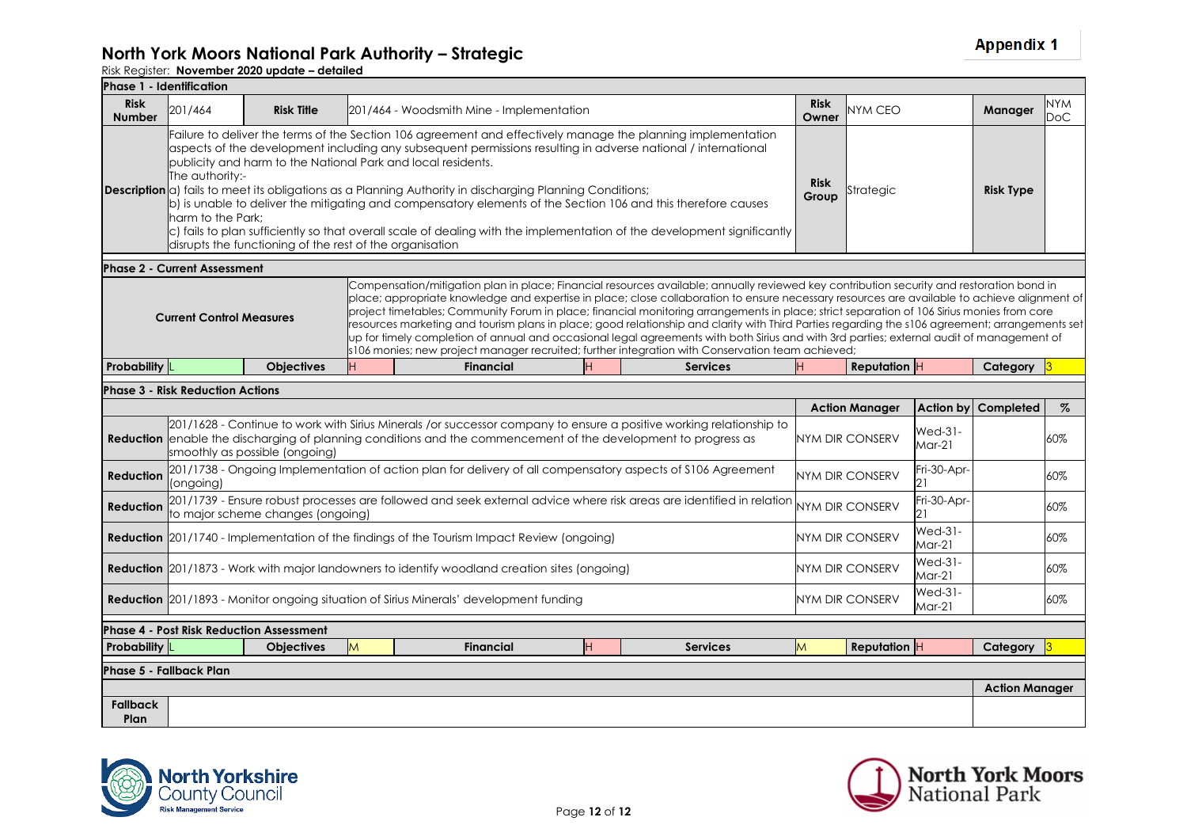**Appendix 1**

# North York Moors National Park Authority – Strategic

Risk Register: **November 2020 update – detailed**

## Phase 1 - Identification

| | | | | | | | |
|---|---|---|---|---|---|---|---|
| **Risk Number** | 201/464 | **Risk Title** | 201/464 - Woodsmith Mine - Implementation | **Risk Owner** | NYM CEO | **Manager** | NYM DoC |
| **Description** | Failure to deliver the terms of the Section 106 agreement and effectively manage the planning implementation aspects of the development including any subsequent permissions resulting in adverse national / international publicity and harm to the National Park and local residents. The authority:- a) fails to meet its obligations as a Planning Authority in discharging Planning Conditions; b) is unable to deliver the mitigating and compensatory elements of the Section 106 and this therefore causes harm to the Park; c) fails to plan sufficiently so that overall scale of dealing with the implementation of the development significantly disrupts the functioning of the rest of the organisation | | | **Risk Group** | Strategic | **Risk Type** | |

## Phase 2 - Current Assessment

**Current Control Measures:** Compensation/mitigation plan in place; Financial resources available; annually reviewed key contribution security and restoration bond in place; appropriate knowledge and expertise in place; close collaboration to ensure necessary resources are available to achieve alignment of project timetables; Community Forum in place; financial monitoring arrangements in place; strict separation of 106 Sirius monies from core resources marketing and tourism plans in place; good relationship and clarity with Third Parties regarding the s106 agreement; arrangements set up for timely completion of annual and occasional legal agreements with both Sirius and with 3rd parties; external audit of management of s106 monies; new project manager recruited; further integration with Conservation team achieved;

| Probability | Objectives | Financial | Services | Reputation | Category |
|---|---|---|---|---|---|
| L | H | H | H | H | 3 |

## Phase 3 - Risk Reduction Actions

| | Action | Action Manager | Action by | Completed | % |
|---|---|---|---|---|---|
| **Reduction** | 201/1628 - Continue to work with Sirius Minerals /or successor company to ensure a positive working relationship to enable the discharging of planning conditions and the commencement of the development to progress as smoothly as possible (ongoing) | NYM DIR CONSERV | Wed-31-Mar-21 | | 60% |
| **Reduction** | 201/1738 - Ongoing Implementation of action plan for delivery of all compensatory aspects of S106 Agreement (ongoing) | NYM DIR CONSERV | Fri-30-Apr-21 | | 60% |
| **Reduction** | 201/1739 - Ensure robust processes are followed and seek external advice where risk areas are identified in relation to major scheme changes (ongoing) | NYM DIR CONSERV | Fri-30-Apr-21 | | 60% |
| **Reduction** | 201/1740 - Implementation of the findings of the Tourism Impact Review (ongoing) | NYM DIR CONSERV | Wed-31-Mar-21 | | 60% |
| **Reduction** | 201/1873 - Work with major landowners to identify woodland creation sites (ongoing) | NYM DIR CONSERV | Wed-31-Mar-21 | | 60% |
| **Reduction** | 201/1893 - Monitor ongoing situation of Sirius Minerals' development funding | NYM DIR CONSERV | Wed-31-Mar-21 | | 60% |

## Phase 4 - Post Risk Reduction Assessment

| Probability | Objectives | Financial | Services | Reputation | Category |
|---|---|---|---|---|---|
| L | M | H | M | H | 3 |

## Phase 5 - Fallback Plan

| | | Action Manager |
|---|---|---|
| **Fallback Plan** | | |

North Yorkshire County Council – Risk Management Service

North York Moors National Park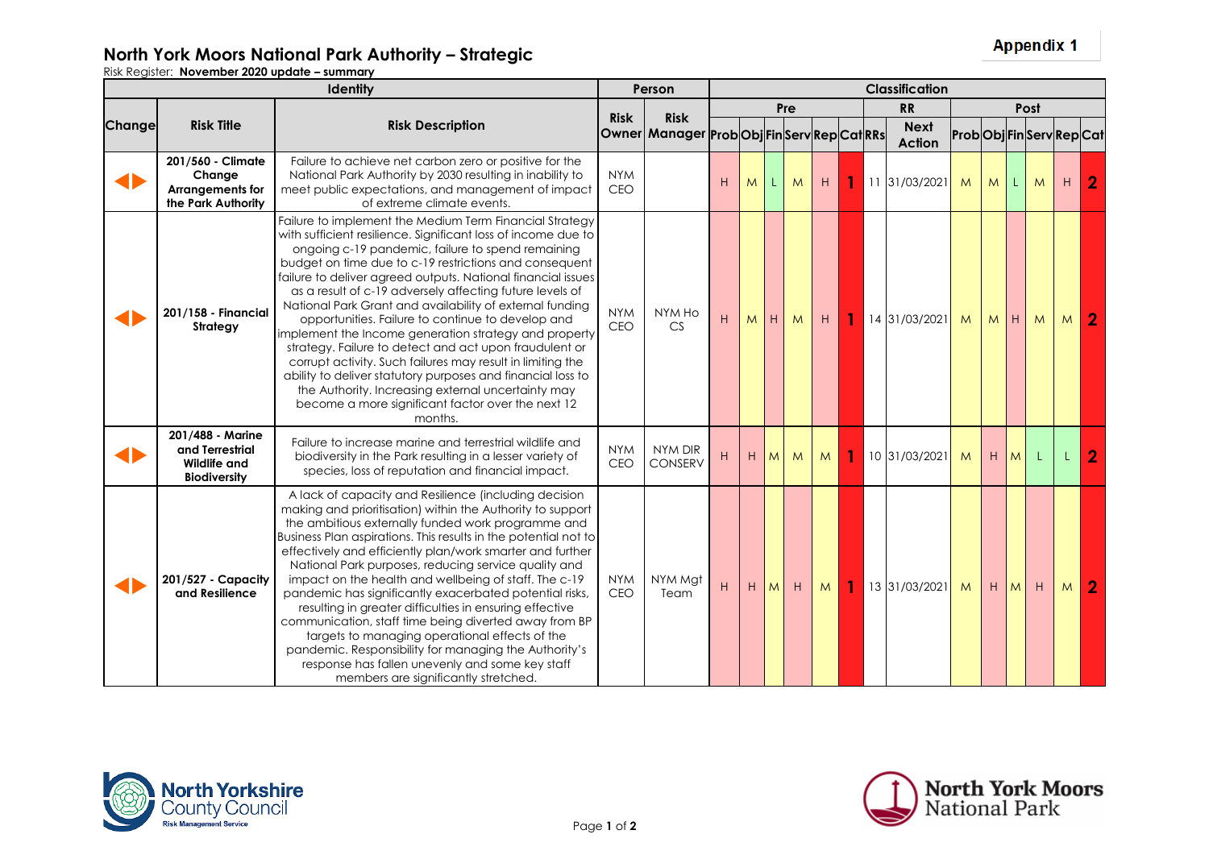Appendix 1

# North York Moors National Park Authority – Strategic

Risk Register: **November 2020 update – summary**

| Identity | | | Person | | Classification | | | | | | | | | | | | | | | |
|---|---|---|---|---|---|---|---|---|---|---|---|---|---|---|---|---|---|---|---|---|
| | | | | | Pre | | | | | | RR | | Post | | | | | | |
| Change | Risk Title | Risk Description | Risk Owner | Risk Manager | Prob | Obj | Fin | Serv | Rep | Cat | RRs | Next Action | Prob | Obj | Fin | Serv | Rep | Cat |
| ◀▶ | **201/560 - Climate Change Arrangements for the Park Authority** | Failure to achieve net carbon zero or positive for the National Park Authority by 2030 resulting in inability to meet public expectations, and management of impact of extreme climate events. | NYM CEO | | H | M | L | M | H | 1 | 11 | 31/03/2021 | M | M | L | M | H | 2 |
| ◀▶ | **201/158 - Financial Strategy** | Failure to implement the Medium Term Financial Strategy with sufficient resilience. Significant loss of income due to ongoing c-19 pandemic, failure to spend remaining budget on time due to c-19 restrictions and consequent failure to deliver agreed outputs. National financial issues as a result of c-19 adversely affecting future levels of National Park Grant and availability of external funding opportunities. Failure to continue to develop and implement the Income generation strategy and property strategy. Failure to detect and act upon fraudulent or corrupt activity. Such failures may result in limiting the ability to deliver statutory purposes and financial loss to the Authority. Increasing external uncertainty may become a more significant factor over the next 12 months. | NYM CEO | NYM Ho CS | H | M | H | M | H | 1 | 14 | 31/03/2021 | M | M | H | M | M | 2 |
| ◀▶ | **201/488 - Marine and Terrestrial Wildlife and Biodiversity** | Failure to increase marine and terrestrial wildlife and biodiversity in the Park resulting in a lesser variety of species, loss of reputation and financial impact. | NYM CEO | NYM DIR CONSERV | H | H | M | M | M | 1 | 10 | 31/03/2021 | M | H | M | L | L | 2 |
| ◀▶ | **201/527 - Capacity and Resilience** | A lack of capacity and Resilience (including decision making and prioritisation) within the Authority to support the ambitious externally funded work programme and Business Plan aspirations. This results in the potential not to effectively and efficiently plan/work smarter and further National Park purposes, reducing service quality and impact on the health and wellbeing of staff. The c-19 pandemic has significantly exacerbated potential risks, resulting in greater difficulties in ensuring effective communication, staff time being diverted away from BP targets to managing operational effects of the pandemic. Responsibility for managing the Authority's response has fallen unevenly and some key staff members are significantly stretched. | NYM CEO | NYM Mgt Team | H | H | M | H | M | 1 | 13 | 31/03/2021 | M | H | M | H | M | 2 |

North Yorkshire County Council
Risk Management Service

North York Moors National Park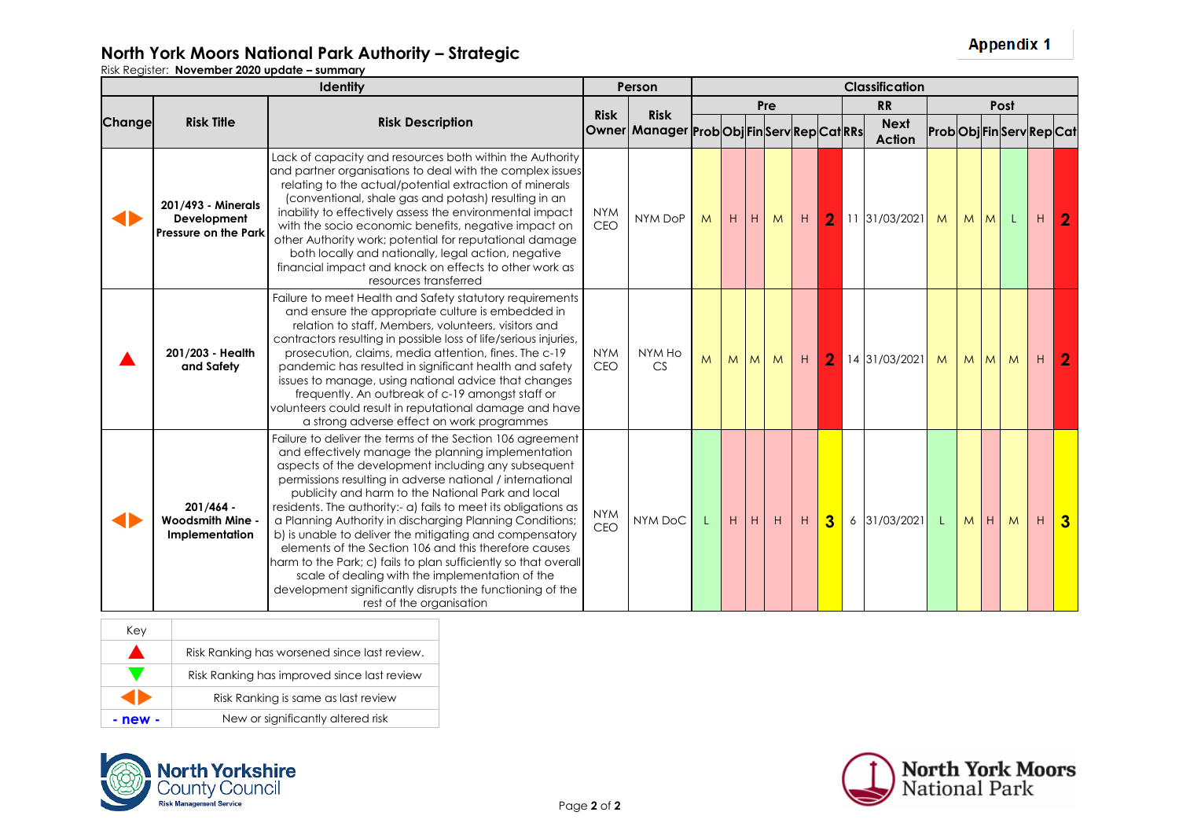Appendix 1

# North York Moors National Park Authority – Strategic

Risk Register: **November 2020 update – summary**

| Identity | | | Person | | Classification | | | | | | | | | | | | | | |
|---|---|---|---|---|---|---|---|---|---|---|---|---|---|---|---|---|---|---|---|
| | | | | | Pre | | | | | | RR | | Post | | | | | | |
| Change | Risk Title | Risk Description | Risk Owner | Risk Manager | Prob | Obj | Fin | Serv | Rep | Cat | RRs | Next Action | Prob | Obj | Fin | Serv | Rep | Cat |
| ◀▶ | 201/493 - Minerals Development Pressure on the Park | Lack of capacity and resources both within the Authority and partner organisations to deal with the complex issues relating to the actual/potential extraction of minerals (conventional, shale gas and potash) resulting in an inability to effectively assess the environmental impact with the socio economic benefits, negative impact on other Authority work; potential for reputational damage both locally and nationally, legal action, negative financial impact and knock on effects to other work as resources transferred | NYM CEO | NYM DoP | M | H | H | M | H | 2 | 11 | 31/03/2021 | M | M | M | L | H | 2 |
| ▲ | 201/203 - Health and Safety | Failure to meet Health and Safety statutory requirements and ensure the appropriate culture is embedded in relation to staff, Members, volunteers, visitors and contractors resulting in possible loss of life/serious injuries, prosecution, claims, media attention, fines. The c-19 pandemic has resulted in significant health and safety issues to manage, using national advice that changes frequently. An outbreak of c-19 amongst staff or volunteers could result in reputational damage and have a strong adverse effect on work programmes | NYM CEO | NYM Ho CS | M | M | M | M | H | 2 | 14 | 31/03/2021 | M | M | M | M | H | 2 |
| ◀▶ | 201/464 - Woodsmith Mine - Implementation | Failure to deliver the terms of the Section 106 agreement and effectively manage the planning implementation aspects of the development including any subsequent permissions resulting in adverse national / international publicity and harm to the National Park and local residents. The authority:- a) fails to meet its obligations as a Planning Authority in discharging Planning Conditions; b) is unable to deliver the mitigating and compensatory elements of the Section 106 and this therefore causes harm to the Park; c) fails to plan sufficiently so that overall scale of dealing with the implementation of the development significantly disrupts the functioning of the rest of the organisation | NYM CEO | NYM DoC | L | H | H | H | H | 3 | 6 | 31/03/2021 | L | M | H | M | H | 3 |

| Key | |
|---|---|
| ▲ | Risk Ranking has worsened since last review. |
| ▼ | Risk Ranking has improved since last review |
| ◀▶ | Risk Ranking is same as last review |
| **- new -** | New or significantly altered risk |

North Yorkshire County Council
Risk Management Service

North York Moors National Park